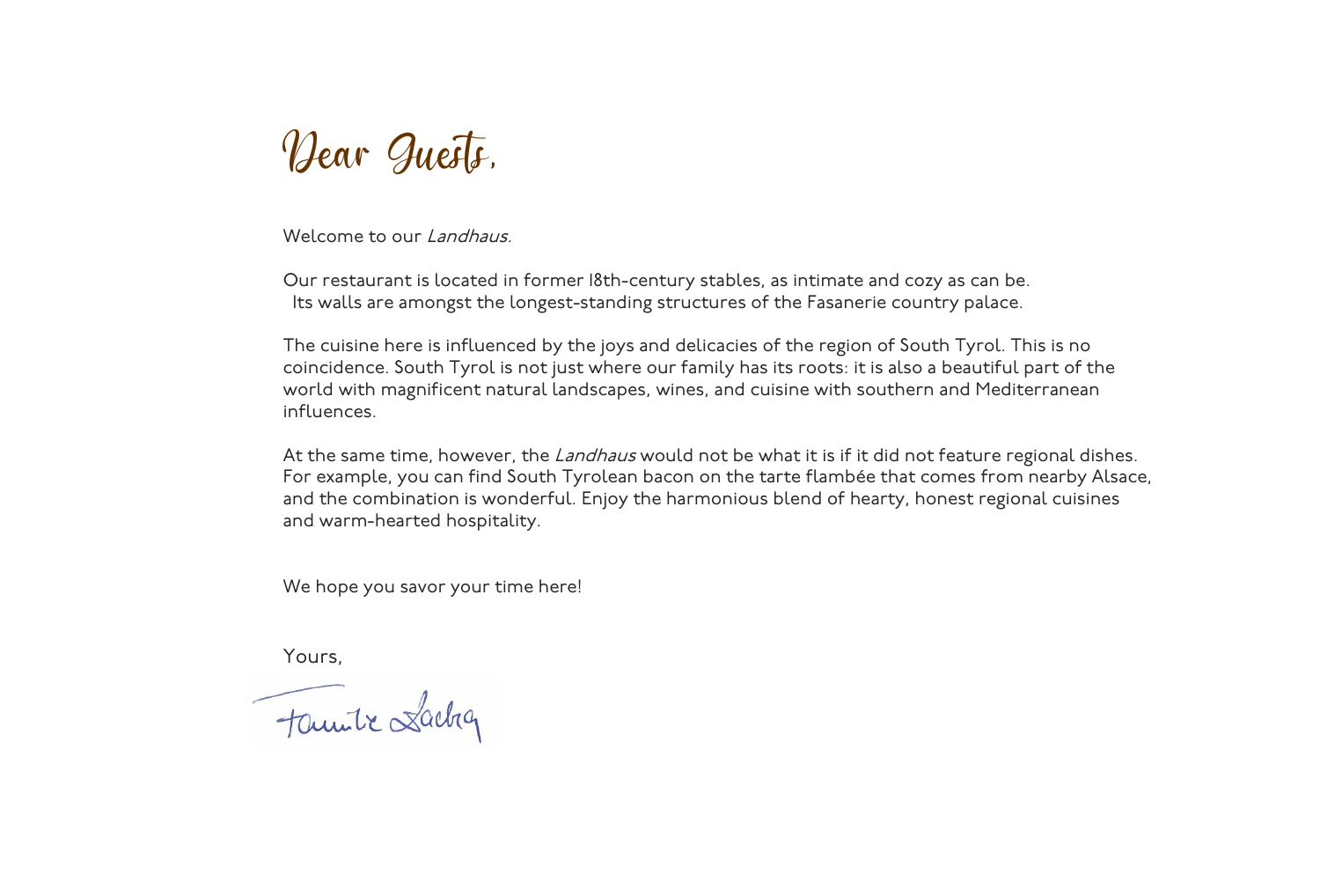# Dear Guests,

Welcome to our *Landhaus.*

Our restaurant is located in former 18th-century stables, as intimate and cozy as can be. Its walls are amongst the longest-standing structures of the Fasanerie country palace.

The cuisine here is influenced by the joys and delicacies of the region of South Tyrol. This is no coincidence. South Tyrol is not just where our family has its roots: it is also a beautiful part of the world with magnificent natural landscapes, wines, and cuisine with southern and Mediterranean influences.

At the same time, however, the *Landhaus* would not be what it is if it did not feature regional dishes. For example, you can find South Tyrolean bacon on the tarte flambée that comes from nearby Alsace, and the combination is wonderful. Enjoy the harmonious blend of hearty, honest regional cuisines and warm-hearted hospitality.

We hope you savor your time here!

Yours,

Familie Sachs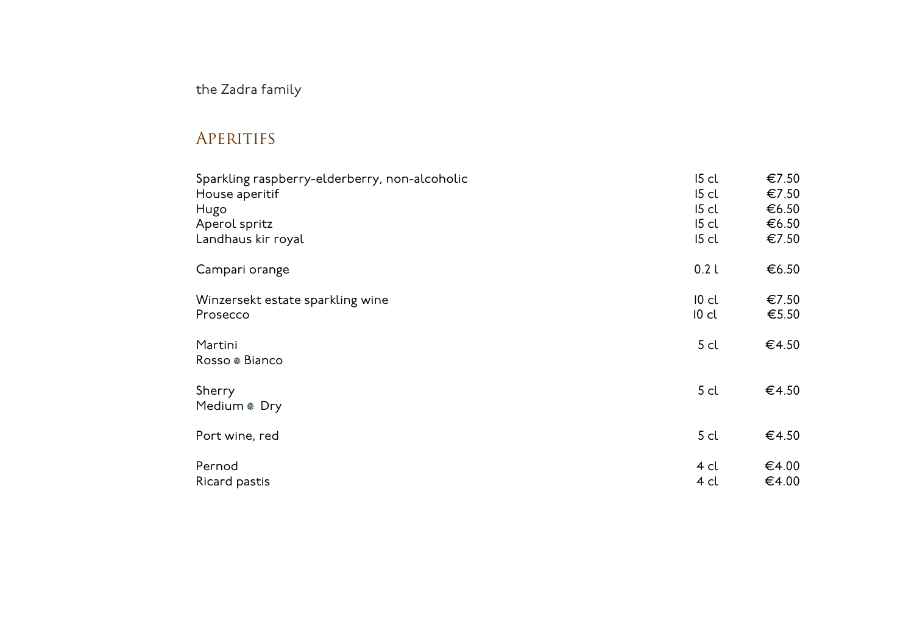the Zadra family

## Aperitifs

| | | |
|---|---|---|
| Sparkling raspberry-elderberry, non-alcoholic | 15 cl | €7.50 |
| House aperitif | 15 cl | €7.50 |
| Hugo | 15 cl | €6.50 |
| Aperol spritz | 15 cl | €6.50 |
| Landhaus kir royal | 15 cl | €7.50 |
| Campari orange | 0.2 l | €6.50 |
| Winzersekt estate sparkling wine | 10 cl | €7.50 |
| Prosecco | 10 cl | €5.50 |
| Martini<br>Rosso • Bianco | 5 cl | €4.50 |
| Sherry<br>Medium • Dry | 5 cl | €4.50 |
| Port wine, red | 5 cl | €4.50 |
| Pernod | 4 cl | €4.00 |
| Ricard pastis | 4 cl | €4.00 |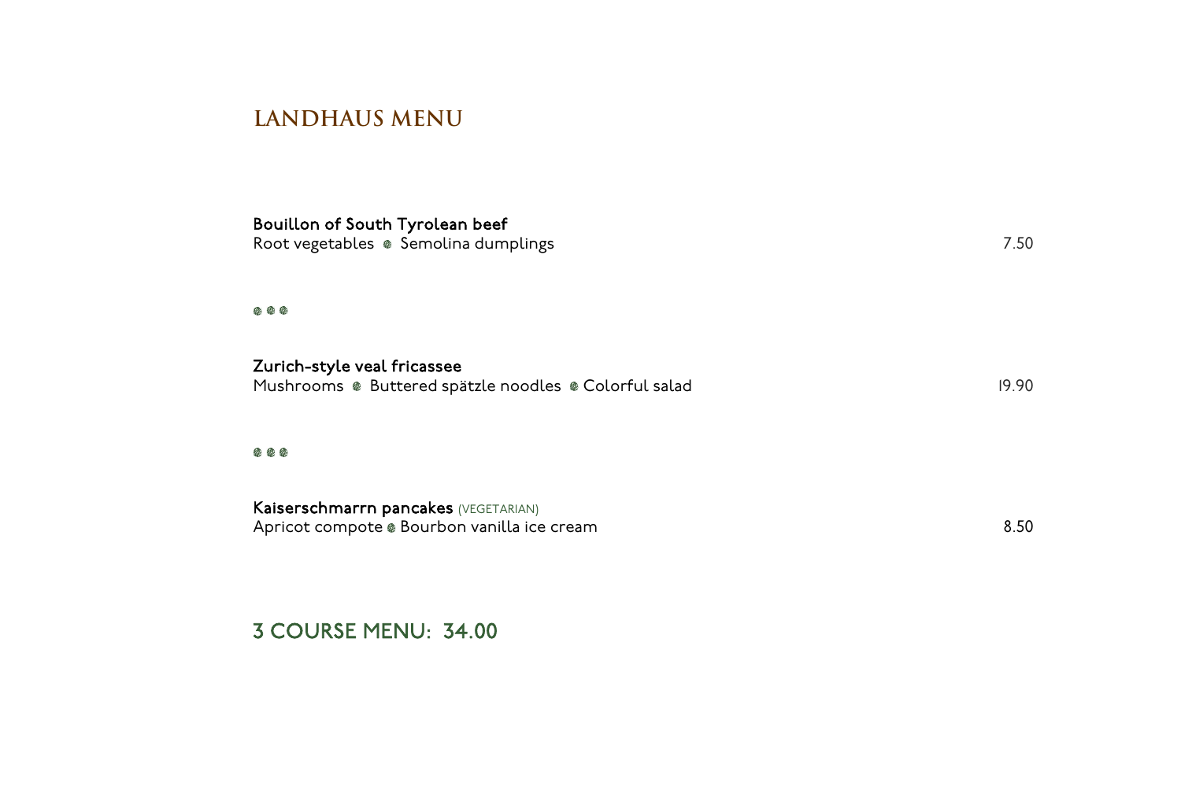# LANDHAUS MENU

**Bouillon of South Tyrolean beef**
Root vegetables ❁ Semolina dumplings — 7.50

❁ ❁ ❁

**Zurich-style veal fricassee**
Mushrooms ❁ Buttered spätzle noodles ❁ Colorful salad — 19.90

❁ ❁ ❁

**Kaiserschmarrn pancakes** (VEGETARIAN)
Apricot compote ❁ Bourbon vanilla ice cream — 8.50

## 3 COURSE MENU: 34.00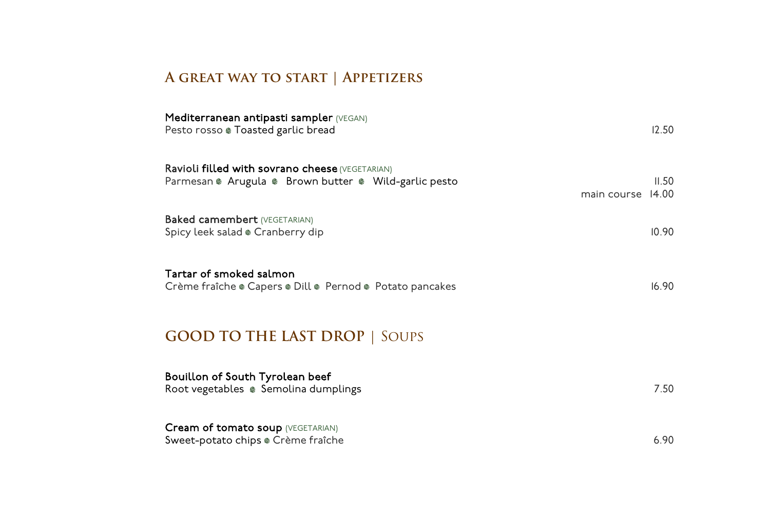## A GREAT WAY TO START | APPETIZERS

**Mediterranean antipasti sampler** (VEGAN)
Pesto rosso • Toasted garlic bread — 12.50

**Ravioli filled with sovrano cheese** (VEGETARIAN)
Parmesan • Arugula • Brown butter • Wild-garlic pesto — 11.50
main course 14.00

**Baked camembert** (VEGETARIAN)
Spicy leek salad • Cranberry dip — 10.90

**Tartar of smoked salmon**
Crème fraîche • Capers • Dill • Pernod • Potato pancakes — 16.90

## GOOD TO THE LAST DROP | SOUPS

**Bouillon of South Tyrolean beef**
Root vegetables • Semolina dumplings — 7.50

**Cream of tomato soup** (VEGETARIAN)
Sweet-potato chips • Crème fraîche — 6.90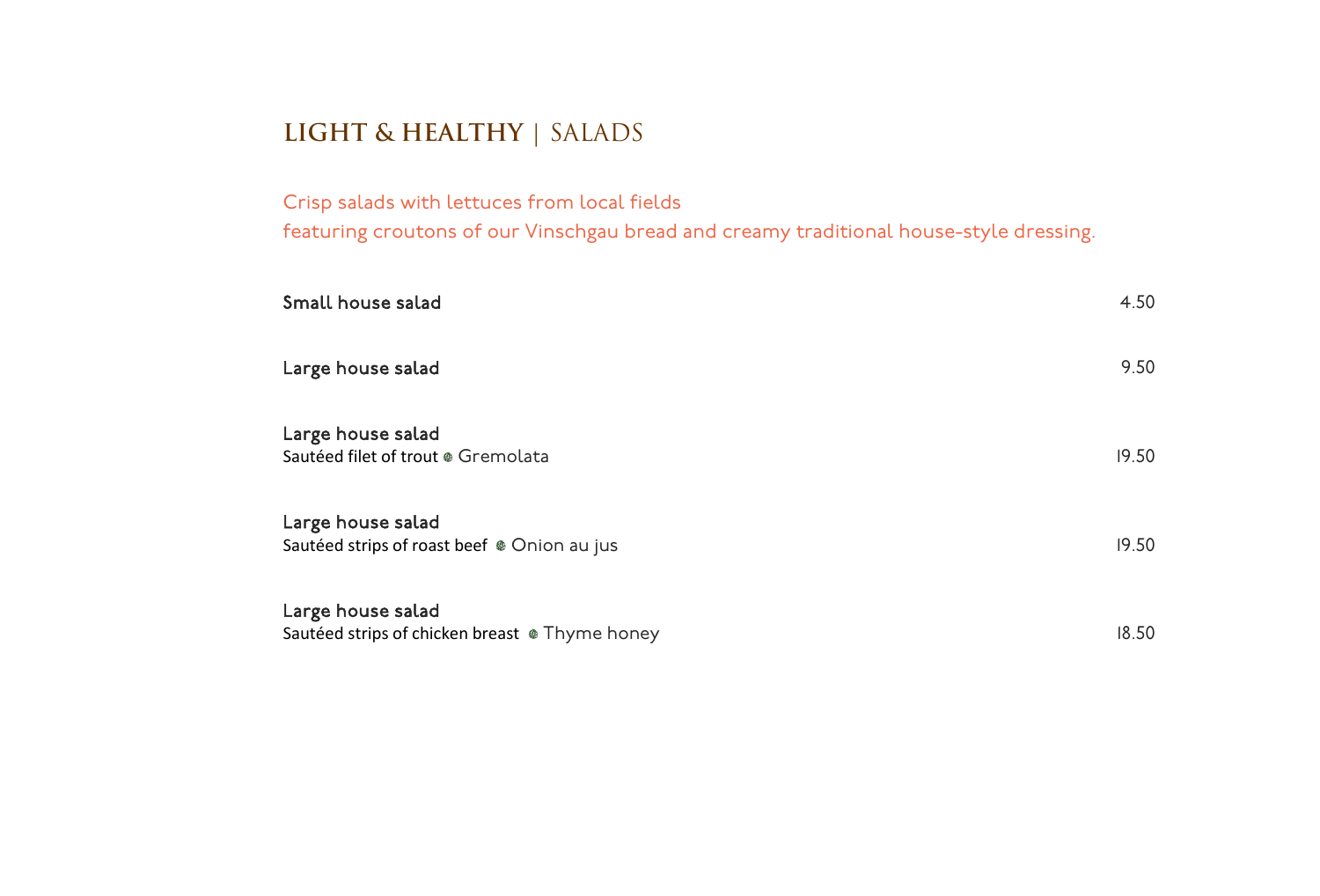## **LIGHT & HEALTHY** | SALADS

Crisp salads with lettuces from local fields
featuring croutons of our Vinschgau bread and creamy traditional house-style dressing.

**Small house salad** 4.50

**Large house salad** 9.50

**Large house salad**
Sautéed filet of trout • Gremolata 19.50

**Large house salad**
Sautéed strips of roast beef • Onion au jus 19.50

**Large house salad**
Sautéed strips of chicken breast • Thyme honey 18.50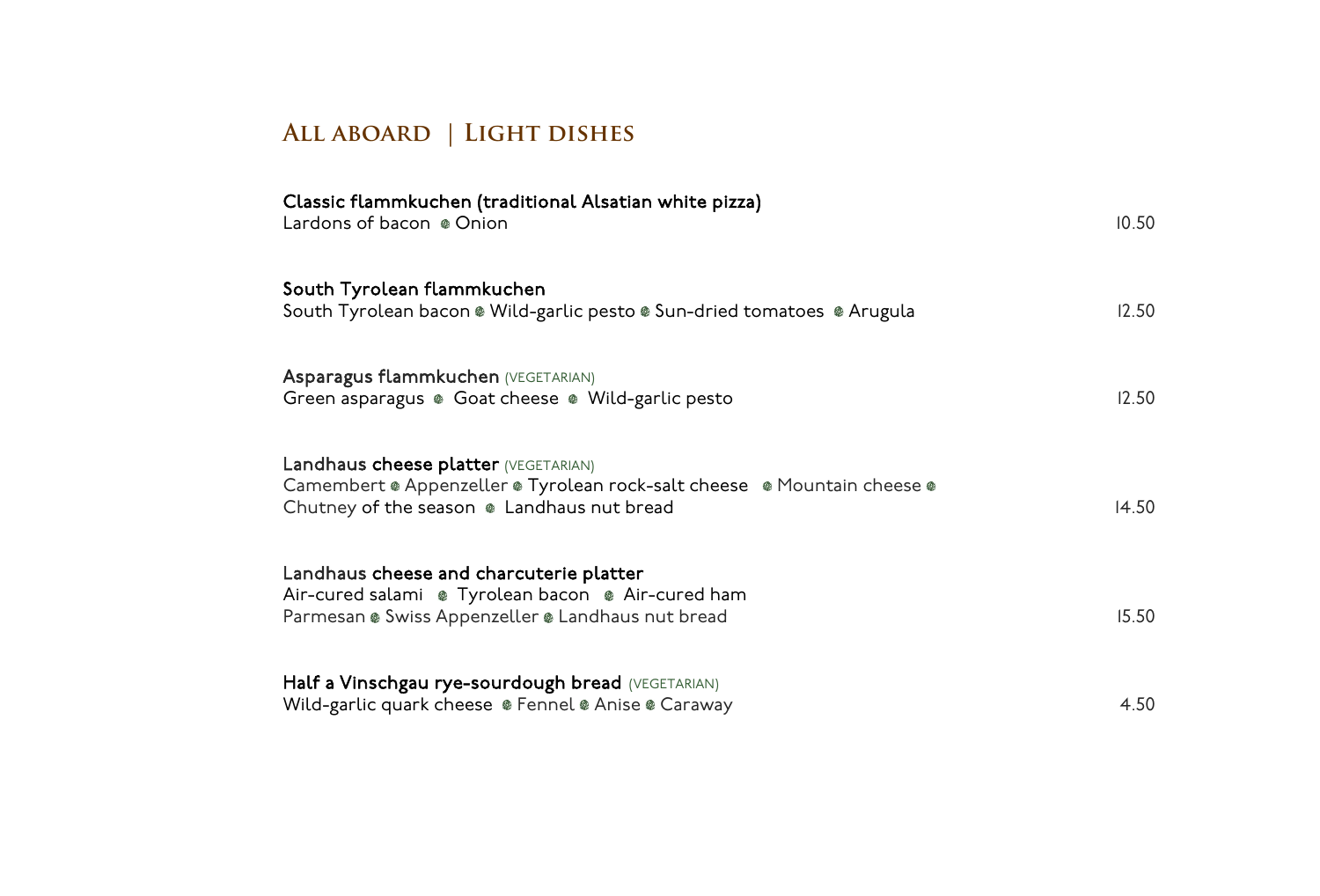## All aboard | Light dishes

**Classic flammkuchen (traditional Alsatian white pizza)**
Lardons of bacon • Onion — 10.50

**South Tyrolean flammkuchen**
South Tyrolean bacon • Wild-garlic pesto • Sun-dried tomatoes • Arugula — 12.50

**Asparagus flammkuchen** (VEGETARIAN)
Green asparagus • Goat cheese • Wild-garlic pesto — 12.50

**Landhaus cheese platter** (VEGETARIAN)
Camembert • Appenzeller • Tyrolean rock-salt cheese • Mountain cheese •
Chutney of the season • Landhaus nut bread — 14.50

**Landhaus cheese and charcuterie platter**
Air-cured salami • Tyrolean bacon • Air-cured ham
Parmesan • Swiss Appenzeller • Landhaus nut bread — 15.50

**Half a Vinschgau rye-sourdough bread** (VEGETARIAN)
Wild-garlic quark cheese • Fennel • Anise • Caraway — 4.50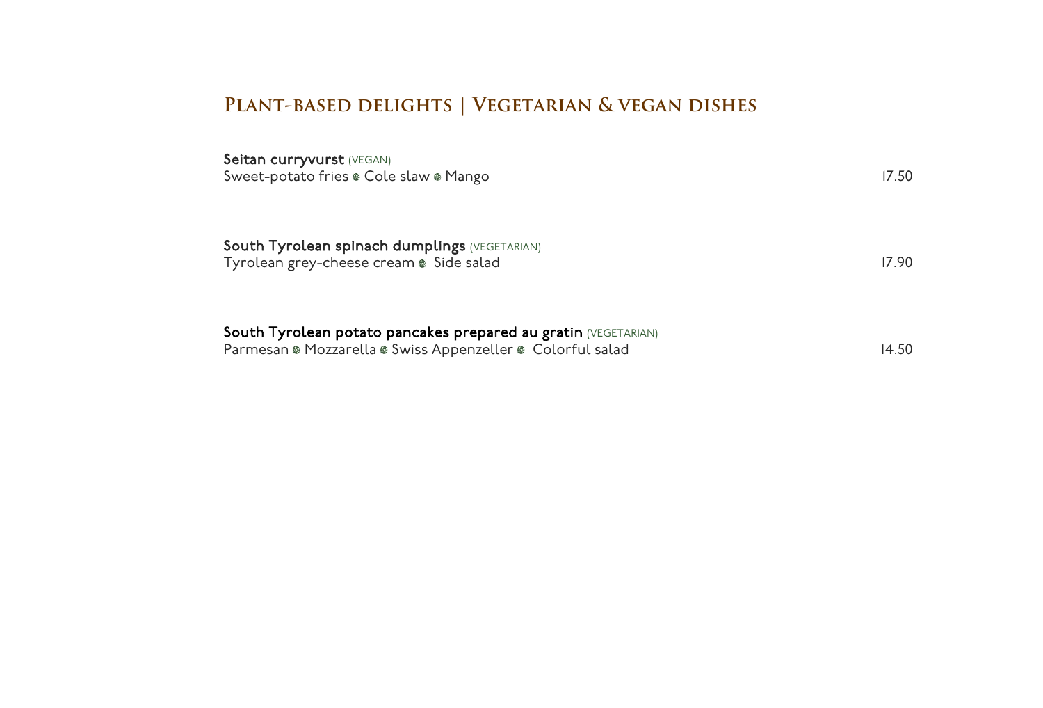## Plant-based delights | Vegetarian & vegan dishes

**Seitan curryvurst** (VEGAN)
Sweet-potato fries • Cole slaw • Mango — 17.50

**South Tyrolean spinach dumplings** (VEGETARIAN)
Tyrolean grey-cheese cream • Side salad — 17.90

**South Tyrolean potato pancakes prepared au gratin** (VEGETARIAN)
Parmesan • Mozzarella • Swiss Appenzeller • Colorful salad — 14.50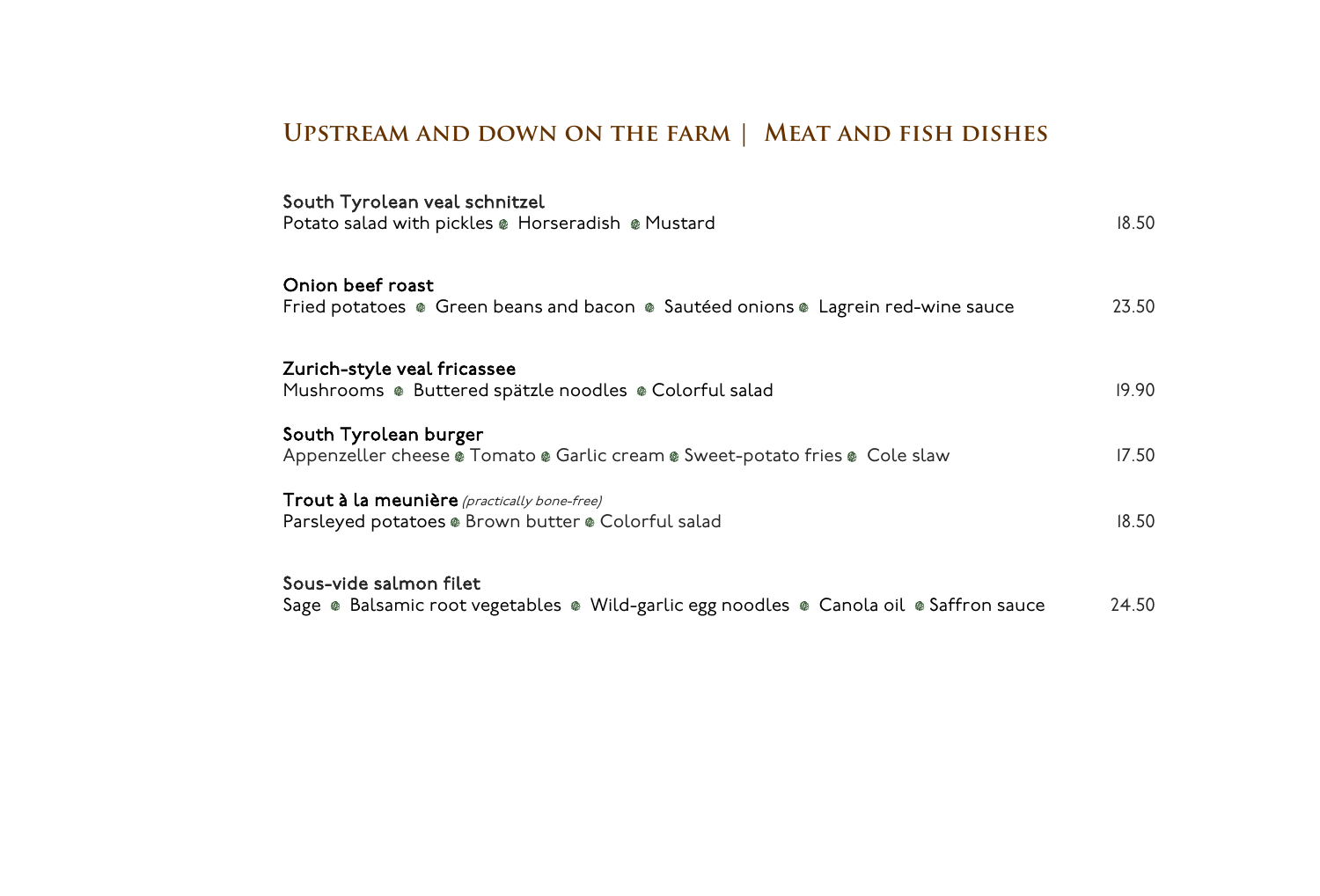## Upstream and down on the farm | Meat and fish dishes

**South Tyrolean veal schnitzel**
Potato salad with pickles • Horseradish • Mustard — 18.50

**Onion beef roast**
Fried potatoes • Green beans and bacon • Sautéed onions • Lagrein red-wine sauce — 23.50

**Zurich-style veal fricassee**
Mushrooms • Buttered spätzle noodles • Colorful salad — 19.90

**South Tyrolean burger**
Appenzeller cheese • Tomato • Garlic cream • Sweet-potato fries • Cole slaw — 17.50

**Trout à la meunière** *(practically bone-free)*
Parsleyed potatoes • Brown butter • Colorful salad — 18.50

**Sous-vide salmon filet**
Sage • Balsamic root vegetables • Wild-garlic egg noodles • Canola oil • Saffron sauce — 24.50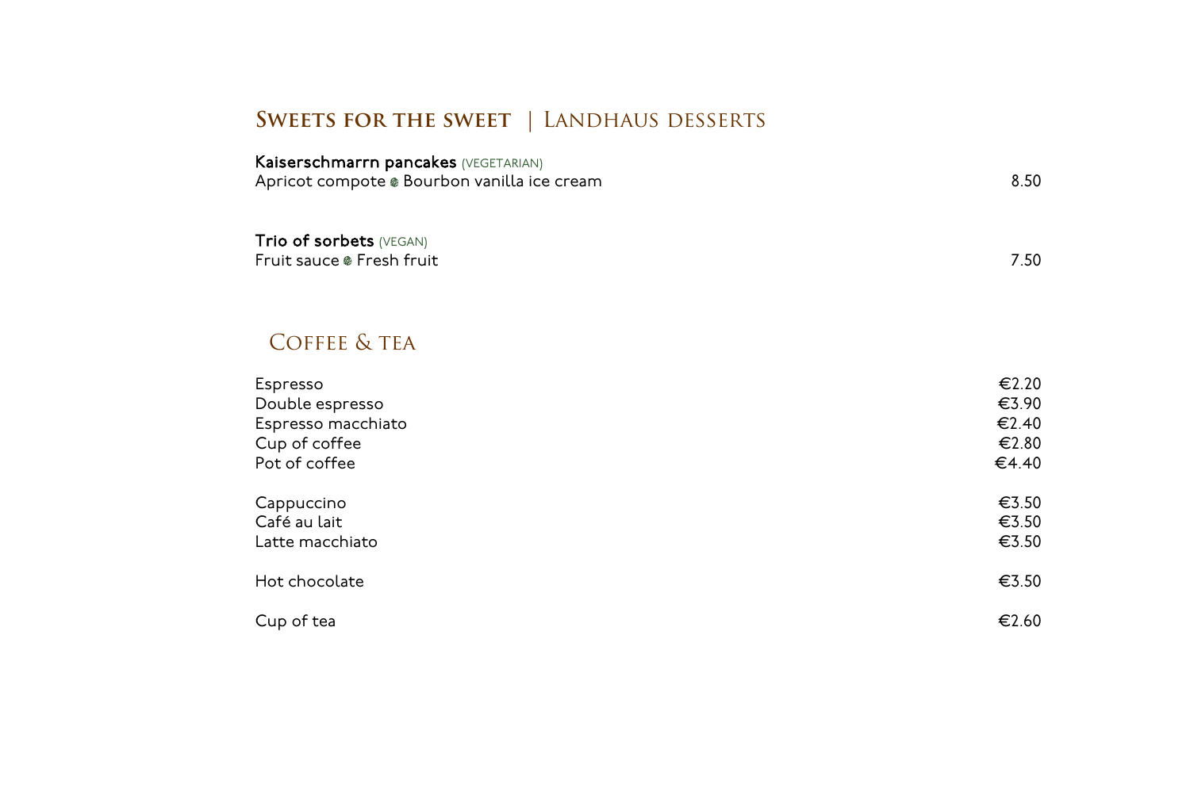## SWEETS FOR THE SWEET | LANDHAUS DESSERTS

**Kaiserschmarrn pancakes** (VEGETARIAN)
Apricot compote • Bourbon vanilla ice cream — 8.50

**Trio of sorbets** (VEGAN)
Fruit sauce • Fresh fruit — 7.50

## COFFEE & TEA

| | |
|---|---|
| Espresso | €2.20 |
| Double espresso | €3.90 |
| Espresso macchiato | €2.40 |
| Cup of coffee | €2.80 |
| Pot of coffee | €4.40 |
| Cappuccino | €3.50 |
| Café au lait | €3.50 |
| Latte macchiato | €3.50 |
| Hot chocolate | €3.50 |
| Cup of tea | €2.60 |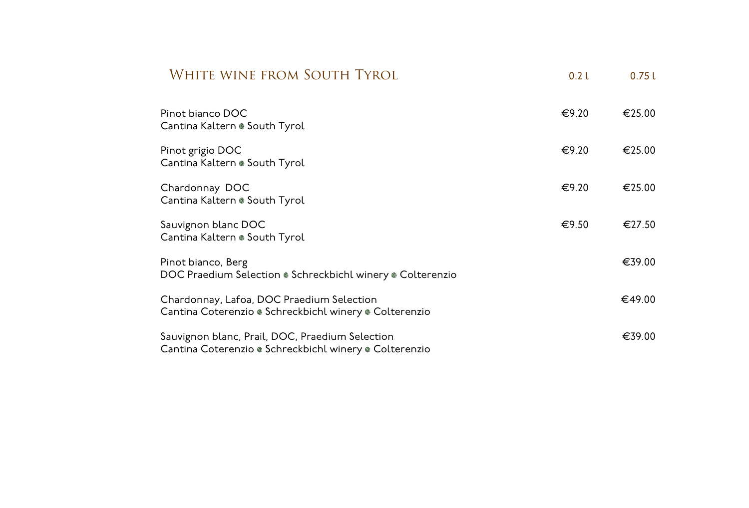| White wine from South Tyrol | 0.2 l | 0.75 l |
| --- | --- | --- |
| Pinot bianco DOC<br>Cantina Kaltern • South Tyrol | €9.20 | €25.00 |
| Pinot grigio DOC<br>Cantina Kaltern • South Tyrol | €9.20 | €25.00 |
| Chardonnay DOC<br>Cantina Kaltern • South Tyrol | €9.20 | €25.00 |
| Sauvignon blanc DOC<br>Cantina Kaltern • South Tyrol | €9.50 | €27.50 |
| Pinot bianco, Berg<br>DOC Praedium Selection • Schreckbichl winery • Colterenzio | | €39.00 |
| Chardonnay, Lafoa, DOC Praedium Selection<br>Cantina Coterenzio • Schreckbichl winery • Colterenzio | | €49.00 |
| Sauvignon blanc, Prail, DOC, Praedium Selection<br>Cantina Coterenzio • Schreckbichl winery • Colterenzio | | €39.00 |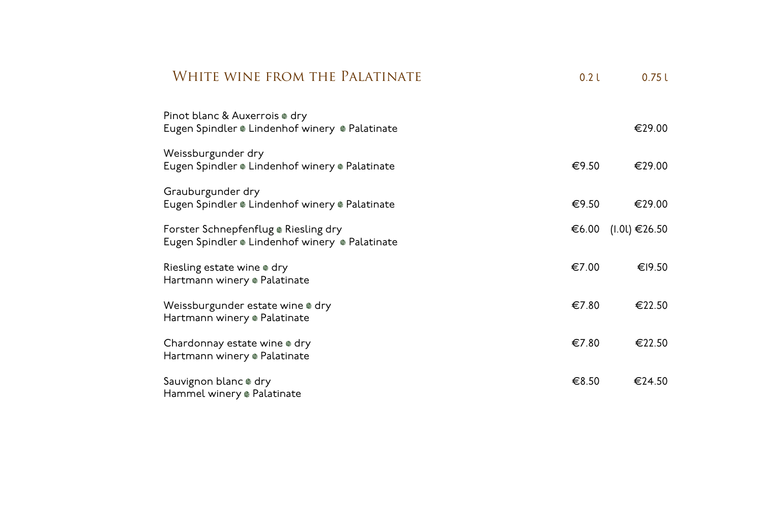## White wine from the Palatinate

| | 0.2 l | 0.75 l |
|---|---|---|
| Pinot blanc & Auxerrois ● dry<br>Eugen Spindler ● Lindenhof winery ● Palatinate | | €29.00 |
| Weissburgunder dry<br>Eugen Spindler ● Lindenhof winery ● Palatinate | €9.50 | €29.00 |
| Grauburgunder dry<br>Eugen Spindler ● Lindenhof winery ● Palatinate | €9.50 | €29.00 |
| Forster Schnepfenflug ● Riesling dry<br>Eugen Spindler ● Lindenhof winery ● Palatinate | €6.00 | (1.0l) €26.50 |
| Riesling estate wine ● dry<br>Hartmann winery ● Palatinate | €7.00 | €19.50 |
| Weissburgunder estate wine ● dry<br>Hartmann winery ● Palatinate | €7.80 | €22.50 |
| Chardonnay estate wine ● dry<br>Hartmann winery ● Palatinate | €7.80 | €22.50 |
| Sauvignon blanc ● dry<br>Hammel winery ● Palatinate | €8.50 | €24.50 |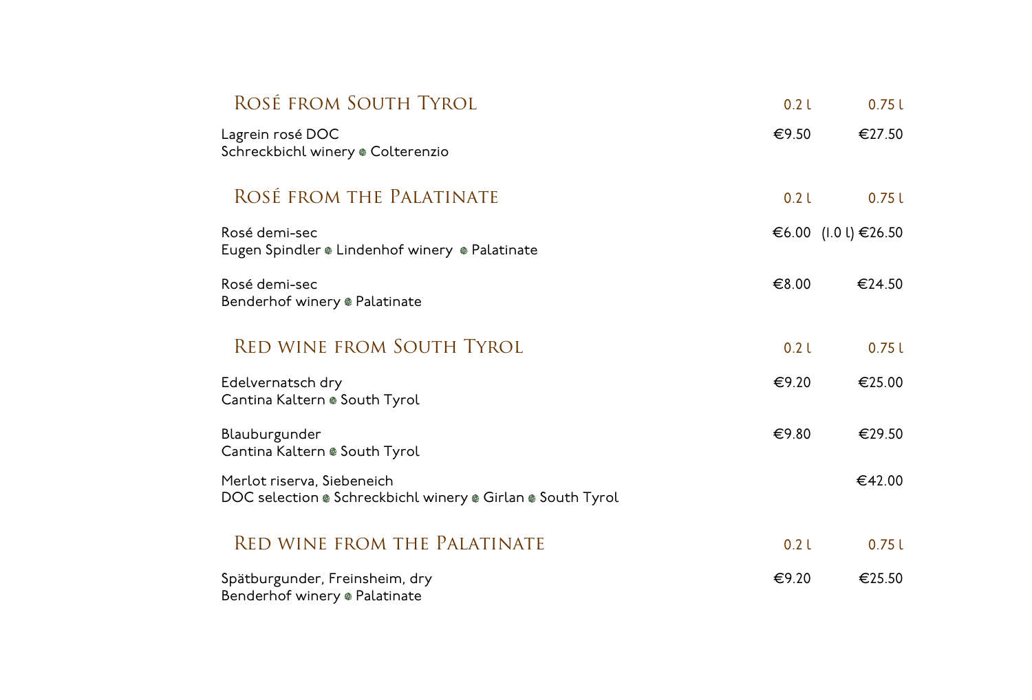## Rosé from South Tyrol

| | 0.2 l | 0.75 l |
|---|---|---|
| Lagrein rosé DOC<br>Schreckbichl winery • Colterenzio | €9.50 | €27.50 |

## Rosé from the Palatinate

| | 0.2 l | 0.75 l |
|---|---|---|
| Rosé demi-sec<br>Eugen Spindler • Lindenhof winery • Palatinate | €6.00 | (1.0 l) €26.50 |
| Rosé demi-sec<br>Benderhof winery • Palatinate | €8.00 | €24.50 |

## Red wine from South Tyrol

| | 0.2 l | 0.75 l |
|---|---|---|
| Edelvernatsch dry<br>Cantina Kaltern • South Tyrol | €9.20 | €25.00 |
| Blauburgunder<br>Cantina Kaltern • South Tyrol | €9.80 | €29.50 |
| Merlot riserva, Siebeneich<br>DOC selection • Schreckbichl winery • Girlan • South Tyrol | | €42.00 |

## Red wine from the Palatinate

| | 0.2 l | 0.75 l |
|---|---|---|
| Spätburgunder, Freinsheim, dry<br>Benderhof winery • Palatinate | €9.20 | €25.50 |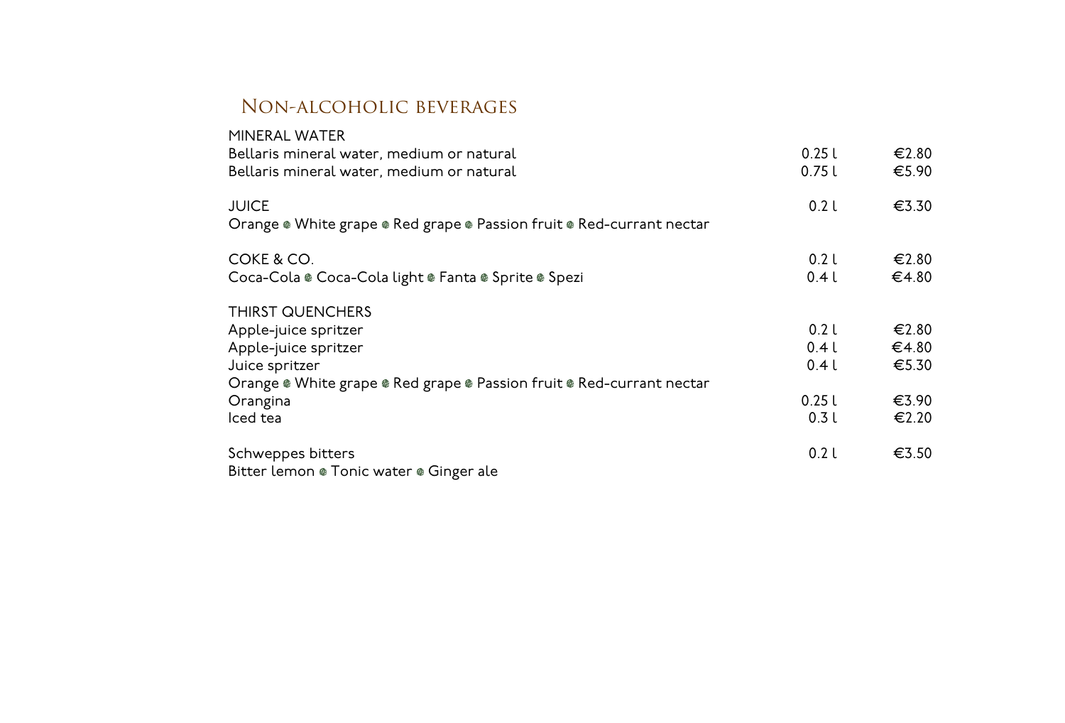## Non-alcoholic beverages

| | | |
|---|---|---|
| MINERAL WATER | | |
| Bellaris mineral water, medium or natural | 0.25 l | €2.80 |
| Bellaris mineral water, medium or natural | 0.75 l | €5.90 |
| | | |
| JUICE | 0.2 l | €3.30 |
| Orange ● White grape ● Red grape ● Passion fruit ● Red-currant nectar | | |
| | | |
| COKE & CO. | 0.2 l | €2.80 |
| Coca-Cola ● Coca-Cola light ● Fanta ● Sprite ● Spezi | 0.4 l | €4.80 |
| | | |
| THIRST QUENCHERS | | |
| Apple-juice spritzer | 0.2 l | €2.80 |
| Apple-juice spritzer | 0.4 l | €4.80 |
| Juice spritzer | 0.4 l | €5.30 |
| Orange ● White grape ● Red grape ● Passion fruit ● Red-currant nectar | | |
| Orangina | 0.25 l | €3.90 |
| Iced tea | 0.3 l | €2.20 |
| | | |
| Schweppes bitters | 0.2 l | €3.50 |
| Bitter lemon ● Tonic water ● Ginger ale | | |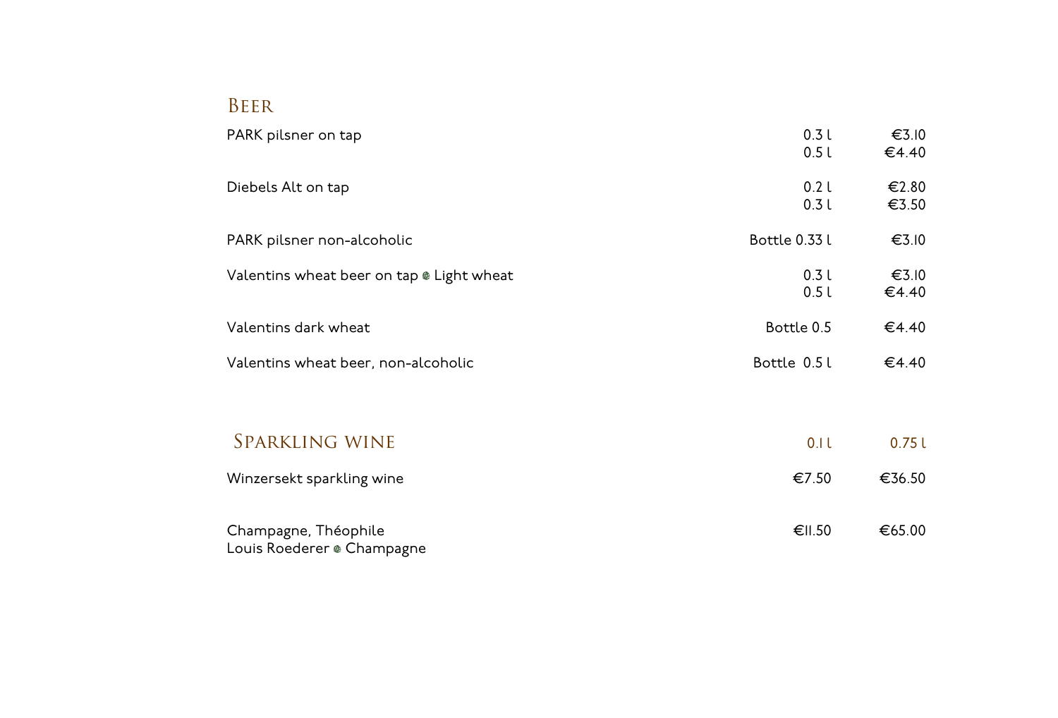## Beer

| | | |
|---|---|---|
| PARK pilsner on tap | 0.3 l | €3.10 |
| | 0.5 l | €4.40 |
| Diebels Alt on tap | 0.2 l | €2.80 |
| | 0.3 l | €3.50 |
| PARK pilsner non-alcoholic | Bottle 0.33 l | €3.10 |
| Valentins wheat beer on tap • Light wheat | 0.3 l | €3.10 |
| | 0.5 l | €4.40 |
| Valentins dark wheat | Bottle 0.5 | €4.40 |
| Valentins wheat beer, non-alcoholic | Bottle 0.5 l | €4.40 |

## Sparkling wine

| | 0.1 l | 0.75 l |
|---|---|---|
| Winzersekt sparkling wine | €7.50 | €36.50 |
| Champagne, Théophile<br>Louis Roederer • Champagne | €11.50 | €65.00 |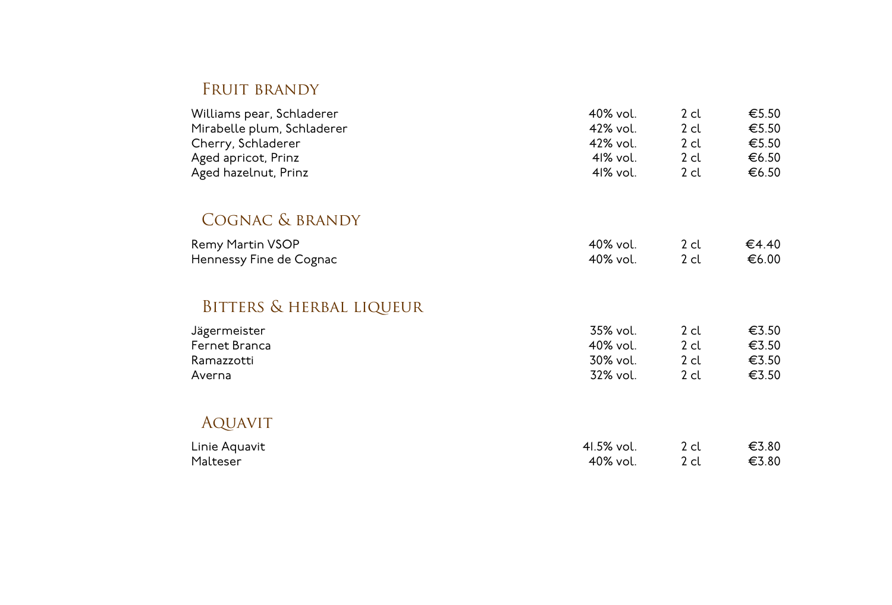## Fruit brandy

| | | | |
|---|---|---|---|
| Williams pear, Schladerer | 40% vol. | 2 cl | €5.50 |
| Mirabelle plum, Schladerer | 42% vol. | 2 cl | €5.50 |
| Cherry, Schladerer | 42% vol. | 2 cl | €5.50 |
| Aged apricot, Prinz | 41% vol. | 2 cl | €6.50 |
| Aged hazelnut, Prinz | 41% vol. | 2 cl | €6.50 |

## Cognac & brandy

| | | | |
|---|---|---|---|
| Remy Martin VSOP | 40% vol. | 2 cl | €4.40 |
| Hennessy Fine de Cognac | 40% vol. | 2 cl | €6.00 |

## Bitters & herbal liqueur

| | | | |
|---|---|---|---|
| Jägermeister | 35% vol. | 2 cl | €3.50 |
| Fernet Branca | 40% vol. | 2 cl | €3.50 |
| Ramazzotti | 30% vol. | 2 cl | €3.50 |
| Averna | 32% vol. | 2 cl | €3.50 |

## Aquavit

| | | | |
|---|---|---|---|
| Linie Aquavit | 41.5% vol. | 2 cl | €3.80 |
| Malteser | 40% vol. | 2 cl | €3.80 |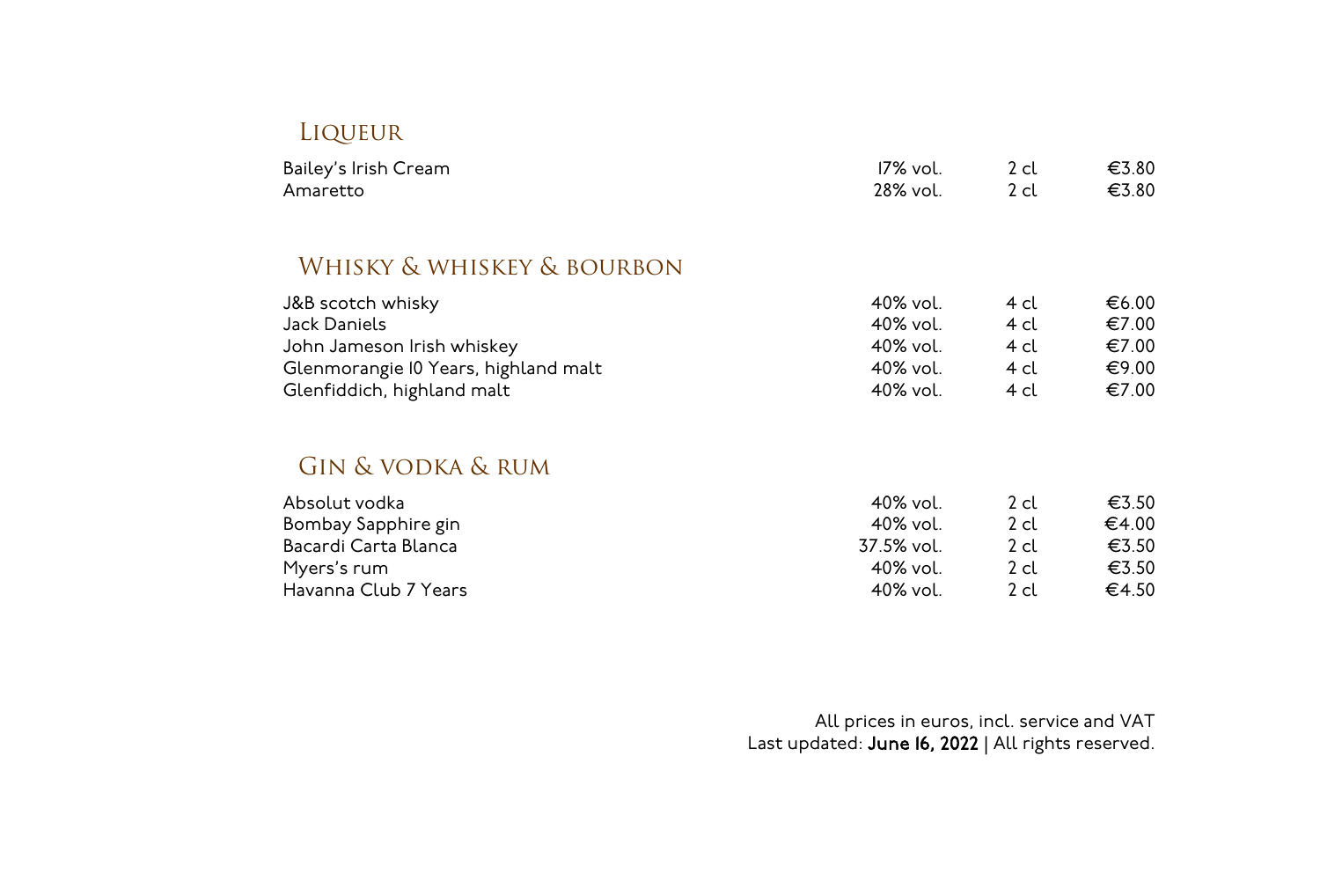## Liqueur

| | | | |
|---|---|---|---|
| Bailey's Irish Cream | 17% vol. | 2 cl | €3.80 |
| Amaretto | 28% vol. | 2 cl | €3.80 |

## Whisky & whiskey & bourbon

| | | | |
|---|---|---|---|
| J&B scotch whisky | 40% vol. | 4 cl | €6.00 |
| Jack Daniels | 40% vol. | 4 cl | €7.00 |
| John Jameson Irish whiskey | 40% vol. | 4 cl | €7.00 |
| Glenmorangie 10 Years, highland malt | 40% vol. | 4 cl | €9.00 |
| Glenfiddich, highland malt | 40% vol. | 4 cl | €7.00 |

## Gin & vodka & rum

| | | | |
|---|---|---|---|
| Absolut vodka | 40% vol. | 2 cl | €3.50 |
| Bombay Sapphire gin | 40% vol. | 2 cl | €4.00 |
| Bacardi Carta Blanca | 37.5% vol. | 2 cl | €3.50 |
| Myers's rum | 40% vol. | 2 cl | €3.50 |
| Havanna Club 7 Years | 40% vol. | 2 cl | €4.50 |

All prices in euros, incl. service and VAT
Last updated: **June 16, 2022** | All rights reserved.